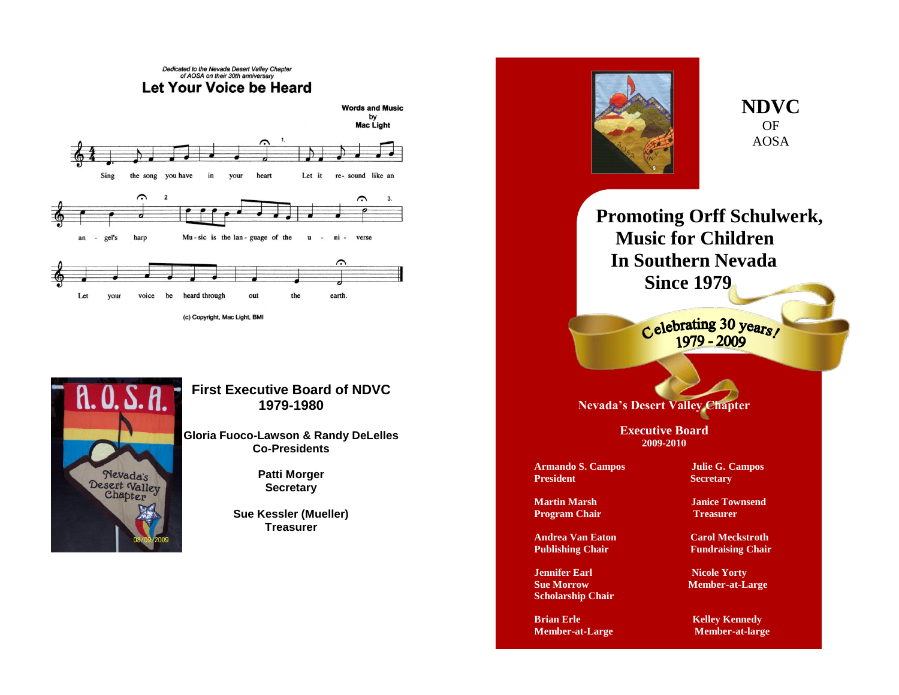*Dedicated to the Nevada Desert Valley Chapter of AOSA on their 30th anniversary*

## Let Your Voice be Heard

Words and Music by Mac Light

Sing the song you have in your heart
Let it re- sound like an an - gel's harp
Mu - sic is the lan - guage of the u - ni - verse
Let your voice be heard through out the earth.

(c) Copyright, Mac Light, BMI

### First Executive Board of NDVC 1979-1980

**Gloria Fuoco-Lawson & Randy DeLelles**
Co-Presidents

**Patti Morger**
Secretary

**Sue Kessler (Mueller)**
Treasurer

# NDVC OF AOSA

## Promoting Orff Schulwerk, Music for Children In Southern Nevada Since 1979

**Celebrating 30 years! 1979 - 2009**

**Nevada's Desert Valley Chapter**

### Executive Board 2009-2010

**Armando S. Campos**
President

**Julie G. Campos**
Secretary

**Martin Marsh**
Program Chair

**Janice Townsend**
Treasurer

**Andrea Van Eaton**
Publishing Chair

**Carol Meckstroth**
Fundraising Chair

**Jennifer Earl**
**Sue Morrow**
Scholarship Chair

**Nicole Yorty**
Member-at-Large

**Brian Erle**
Member-at-Large

**Kelley Kennedy**
Member-at-large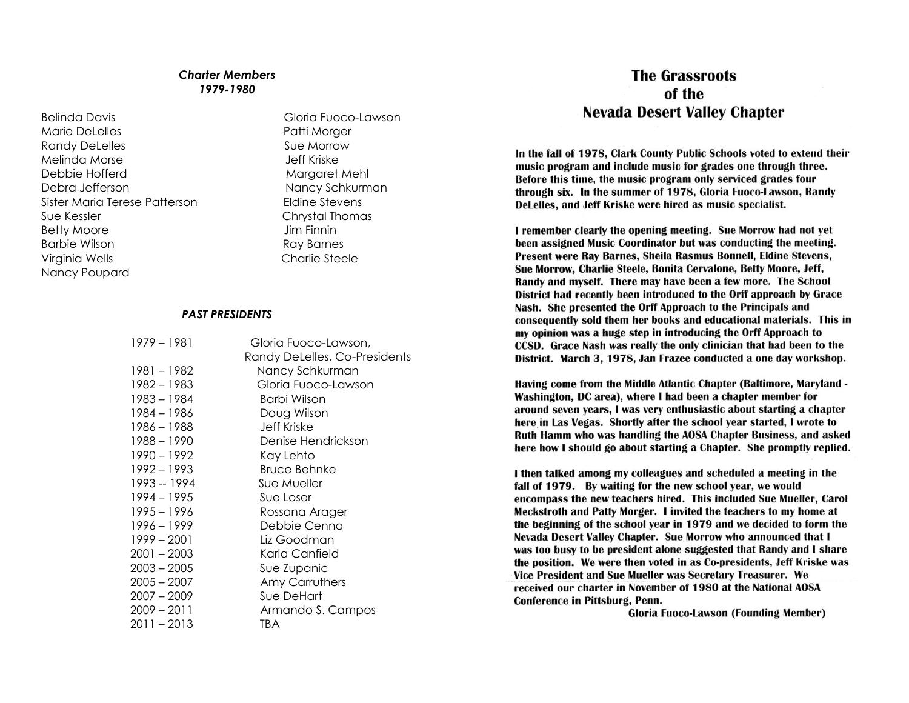***Charter Members***
***1979-1980***

Belinda Davis
Marie DeLelles
Randy DeLelles
Melinda Morse
Debbie Hofferd
Debra Jefferson
Sister Maria Terese Patterson
Sue Kessler
Betty Moore
Barbie Wilson
Virginia Wells
Nancy Poupard
Gloria Fuoco-Lawson
Patti Morger
Sue Morrow
Jeff Kriske
Margaret Mehl
Nancy Schkurman
Eldine Stevens
Chrystal Thomas
Jim Finnin
Ray Barnes
Charlie Steele

***PAST PRESIDENTS***

| | |
|---|---|
| 1979 – 1981 | Gloria Fuoco-Lawson, Randy DeLelles, Co-Presidents |
| 1981 – 1982 | Nancy Schkurman |
| 1982 – 1983 | Gloria Fuoco-Lawson |
| 1983 – 1984 | Barbi Wilson |
| 1984 – 1986 | Doug Wilson |
| 1986 – 1988 | Jeff Kriske |
| 1988 – 1990 | Denise Hendrickson |
| 1990 – 1992 | Kay Lehto |
| 1992 – 1993 | Bruce Behnke |
| 1993 -- 1994 | Sue Mueller |
| 1994 – 1995 | Sue Loser |
| 1995 – 1996 | Rossana Arager |
| 1996 – 1999 | Debbie Cenna |
| 1999 – 2001 | Liz Goodman |
| 2001 – 2003 | Karla Canfield |
| 2003 – 2005 | Sue Zupanic |
| 2005 – 2007 | Amy Carruthers |
| 2007 – 2009 | Sue DeHart |
| 2009 – 2011 | Armando S. Campos |
| 2011 – 2013 | TBA |

# The Grassroots of the Nevada Desert Valley Chapter

**In the fall of 1978, Clark County Public Schools voted to extend their music program and include music for grades one through three. Before this time, the music program only serviced grades four through six. In the summer of 1978, Gloria Fuoco-Lawson, Randy DeLelles, and Jeff Kriske were hired as music specialist.**

**I remember clearly the opening meeting. Sue Morrow had not yet been assigned Music Coordinator but was conducting the meeting. Present were Ray Barnes, Sheila Rasmus Bonnell, Eldine Stevens, Sue Morrow, Charlie Steele, Bonita Cervalone, Betty Moore, Jeff, Randy and myself. There may have been a few more. The School District had recently been introduced to the Orff approach by Grace Nash. She presented the Orff Approach to the Principals and consequently sold them her books and educational materials. This in my opinion was a huge step in introducing the Orff Approach to CCSD. Grace Nash was really the only clinician that had been to the District. March 3, 1978, Jan Frazee conducted a one day workshop.**

**Having come from the Middle Atlantic Chapter (Baltimore, Maryland - Washington, DC area), where I had been a chapter member for around seven years, I was very enthusiastic about starting a chapter here in Las Vegas. Shortly after the school year started, I wrote to Ruth Hamm who was handling the AOSA Chapter Business, and asked here how I should go about starting a Chapter. She promptly replied.**

**I then talked among my colleagues and scheduled a meeting in the fall of 1979. By waiting for the new school year, we would encompass the new teachers hired. This included Sue Mueller, Carol Meckstroth and Patty Morger. I invited the teachers to my home at the beginning of the school year in 1979 and we decided to form the Nevada Desert Valley Chapter. Sue Morrow who announced that I was too busy to be president alone suggested that Randy and I share the position. We were then voted in as Co-presidents, Jeff Kriske was Vice President and Sue Mueller was Secretary Treasurer. We received our charter in November of 1980 at the National AOSA Conference in Pittsburg, Penn.**

**Gloria Fuoco-Lawson (Founding Member)**